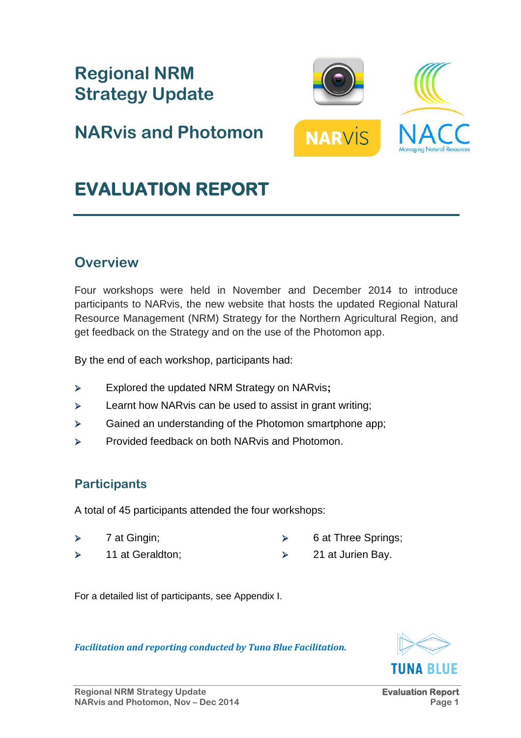# Regional NRM Strategy Update

## NARvis and Photomon

# EVALUATION REPORT

## Overview

Four workshops were held in November and December 2014 to introduce participants to NARvis, the new website that hosts the updated Regional Natural Resource Management (NRM) Strategy for the Northern Agricultural Region, and get feedback on the Strategy and on the use of the Photomon app.

By the end of each workshop, participants had:

- Explored the updated NRM Strategy on NARvis;
- Learnt how NARvis can be used to assist in grant writing;
- Gained an understanding of the Photomon smartphone app;
- Provided feedback on both NARvis and Photomon.

## Participants

A total of 45 participants attended the four workshops:

- 7 at Gingin;
- 11 at Geraldton;
- 6 at Three Springs;
- 21 at Jurien Bay.

For a detailed list of participants, see Appendix I.

***Facilitation and reporting conducted by Tuna Blue Facilitation.***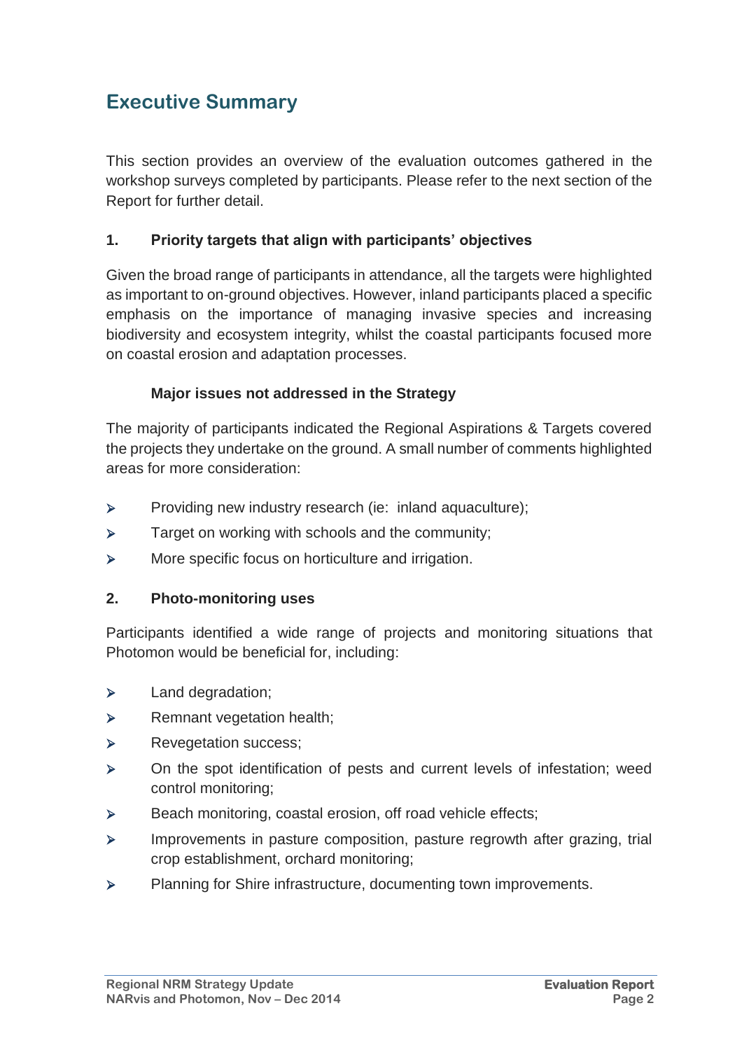## Executive Summary

This section provides an overview of the evaluation outcomes gathered in the workshop surveys completed by participants. Please refer to the next section of the Report for further detail.

### 1. Priority targets that align with participants' objectives

Given the broad range of participants in attendance, all the targets were highlighted as important to on-ground objectives. However, inland participants placed a specific emphasis on the importance of managing invasive species and increasing biodiversity and ecosystem integrity, whilst the coastal participants focused more on coastal erosion and adaptation processes.

#### Major issues not addressed in the Strategy

The majority of participants indicated the Regional Aspirations & Targets covered the projects they undertake on the ground. A small number of comments highlighted areas for more consideration:

- Providing new industry research (ie: inland aquaculture);
- Target on working with schools and the community;
- More specific focus on horticulture and irrigation.

### 2. Photo-monitoring uses

Participants identified a wide range of projects and monitoring situations that Photomon would be beneficial for, including:

- Land degradation;
- Remnant vegetation health;
- Revegetation success;
- On the spot identification of pests and current levels of infestation; weed control monitoring;
- Beach monitoring, coastal erosion, off road vehicle effects;
- Improvements in pasture composition, pasture regrowth after grazing, trial crop establishment, orchard monitoring;
- Planning for Shire infrastructure, documenting town improvements.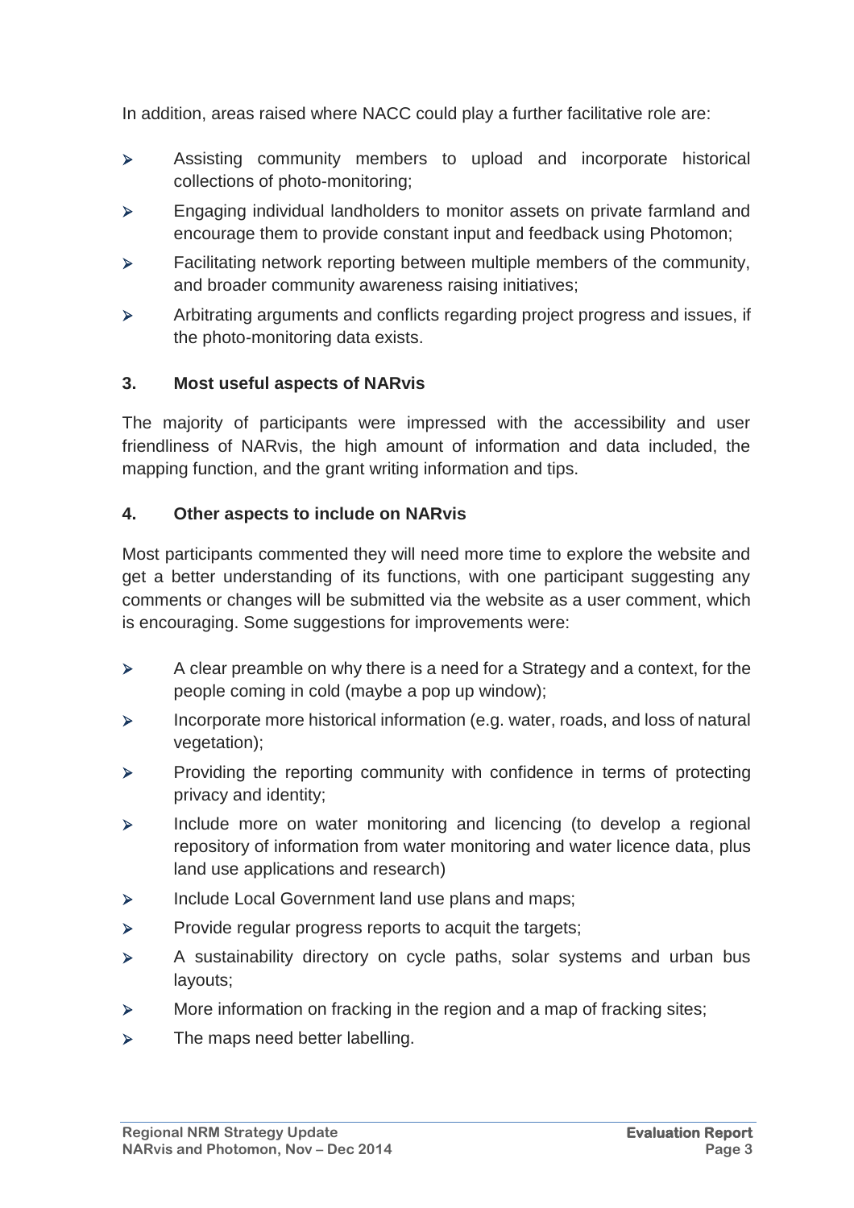In addition, areas raised where NACC could play a further facilitative role are:

- Assisting community members to upload and incorporate historical collections of photo-monitoring;
- Engaging individual landholders to monitor assets on private farmland and encourage them to provide constant input and feedback using Photomon;
- Facilitating network reporting between multiple members of the community, and broader community awareness raising initiatives;
- Arbitrating arguments and conflicts regarding project progress and issues, if the photo-monitoring data exists.

### 3. Most useful aspects of NARvis

The majority of participants were impressed with the accessibility and user friendliness of NARvis, the high amount of information and data included, the mapping function, and the grant writing information and tips.

### 4. Other aspects to include on NARvis

Most participants commented they will need more time to explore the website and get a better understanding of its functions, with one participant suggesting any comments or changes will be submitted via the website as a user comment, which is encouraging. Some suggestions for improvements were:

- A clear preamble on why there is a need for a Strategy and a context, for the people coming in cold (maybe a pop up window);
- Incorporate more historical information (e.g. water, roads, and loss of natural vegetation);
- Providing the reporting community with confidence in terms of protecting privacy and identity;
- Include more on water monitoring and licencing (to develop a regional repository of information from water monitoring and water licence data, plus land use applications and research)
- Include Local Government land use plans and maps;
- Provide regular progress reports to acquit the targets;
- A sustainability directory on cycle paths, solar systems and urban bus layouts;
- More information on fracking in the region and a map of fracking sites;
- The maps need better labelling.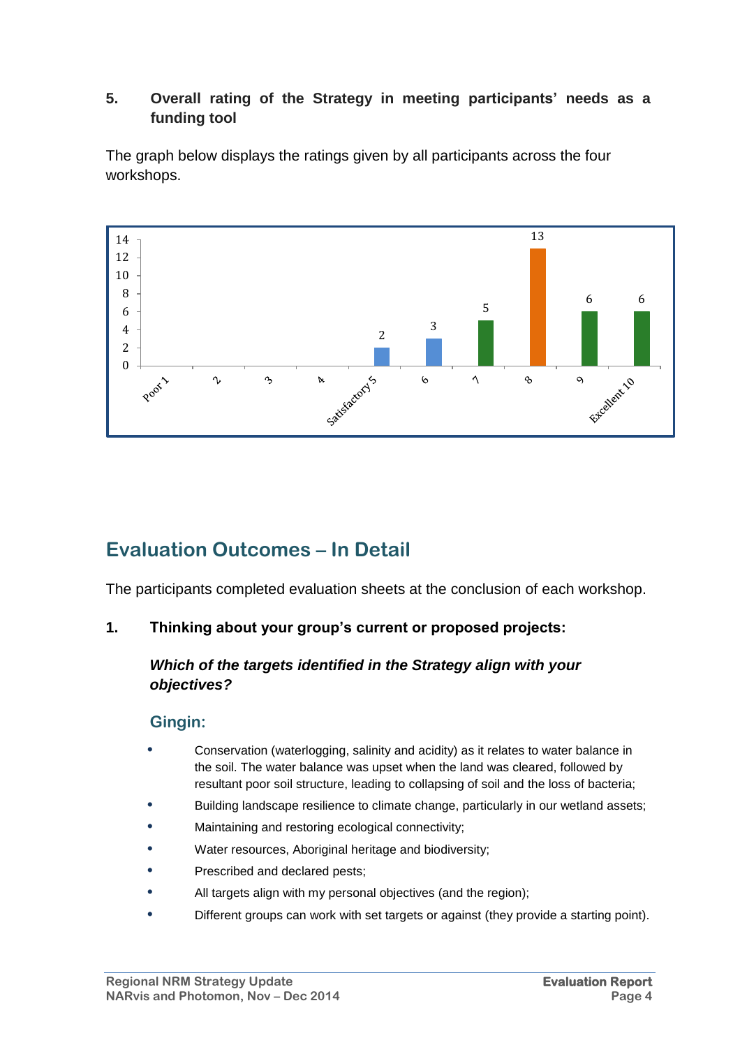**5. Overall rating of the Strategy in meeting participants' needs as a funding tool**

The graph below displays the ratings given by all participants across the four workshops.

| Rating | Number of participants |
|---|---|
| Poor 1 | 0 |
| 2 | 0 |
| 3 | 0 |
| 4 | 0 |
| Satisfactory 5 | 2 |
| 6 | 3 |
| 7 | 5 |
| 8 | 13 |
| 9 | 6 |
| Excellent 10 | 6 |

## Evaluation Outcomes – In Detail

The participants completed evaluation sheets at the conclusion of each workshop.

**1. Thinking about your group's current or proposed projects:**

***Which of the targets identified in the Strategy align with your objectives?***

### Gingin:

- Conservation (waterlogging, salinity and acidity) as it relates to water balance in the soil. The water balance was upset when the land was cleared, followed by resultant poor soil structure, leading to collapsing of soil and the loss of bacteria;
- Building landscape resilience to climate change, particularly in our wetland assets;
- Maintaining and restoring ecological connectivity;
- Water resources, Aboriginal heritage and biodiversity;
- Prescribed and declared pests;
- All targets align with my personal objectives (and the region);
- Different groups can work with set targets or against (they provide a starting point).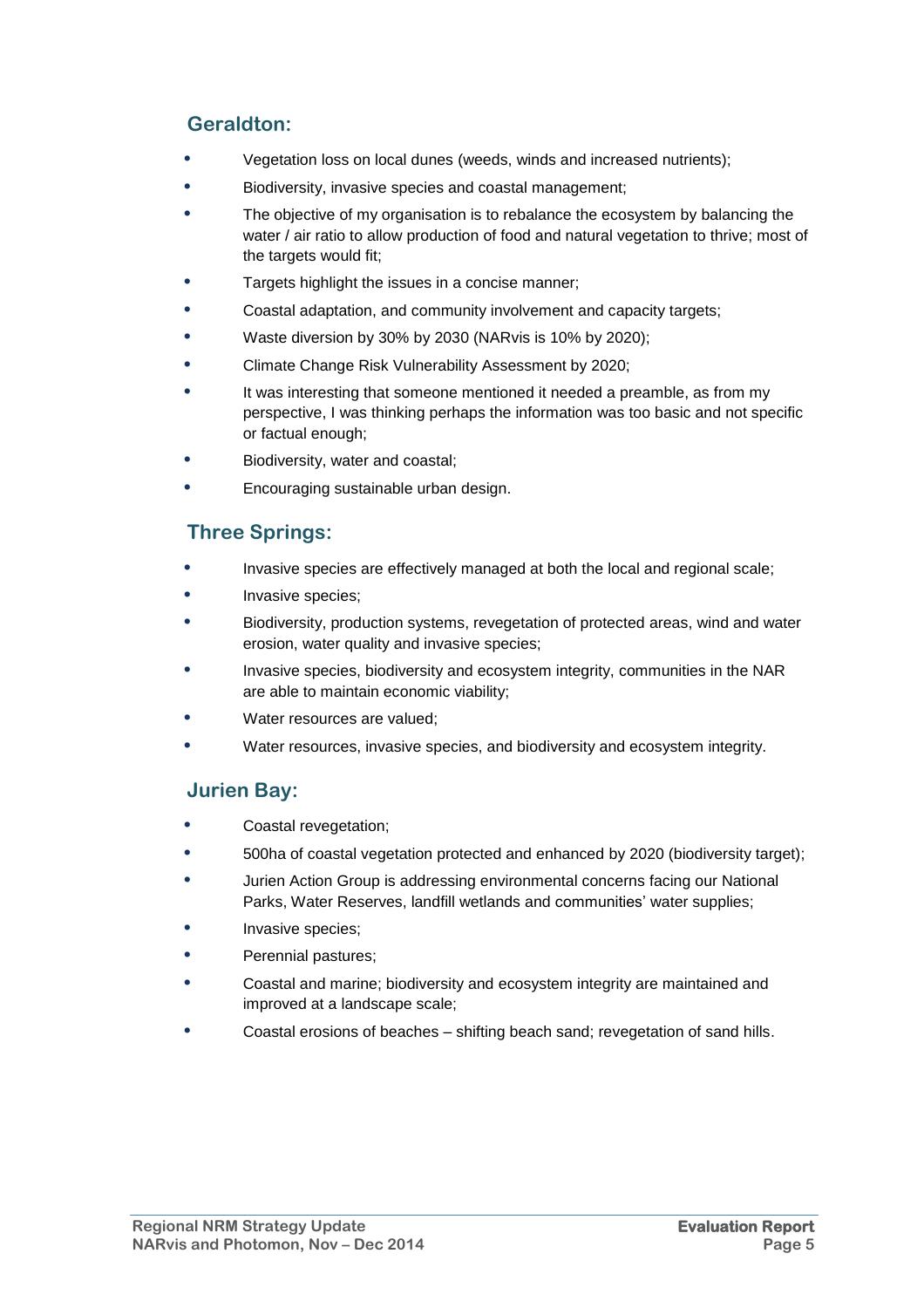## Geraldton:

- Vegetation loss on local dunes (weeds, winds and increased nutrients);
- Biodiversity, invasive species and coastal management;
- The objective of my organisation is to rebalance the ecosystem by balancing the water / air ratio to allow production of food and natural vegetation to thrive; most of the targets would fit;
- Targets highlight the issues in a concise manner;
- Coastal adaptation, and community involvement and capacity targets;
- Waste diversion by 30% by 2030 (NARvis is 10% by 2020);
- Climate Change Risk Vulnerability Assessment by 2020;
- It was interesting that someone mentioned it needed a preamble, as from my perspective, I was thinking perhaps the information was too basic and not specific or factual enough;
- Biodiversity, water and coastal;
- Encouraging sustainable urban design.

## Three Springs:

- Invasive species are effectively managed at both the local and regional scale;
- Invasive species;
- Biodiversity, production systems, revegetation of protected areas, wind and water erosion, water quality and invasive species;
- Invasive species, biodiversity and ecosystem integrity, communities in the NAR are able to maintain economic viability;
- Water resources are valued;
- Water resources, invasive species, and biodiversity and ecosystem integrity.

## Jurien Bay:

- Coastal revegetation;
- 500ha of coastal vegetation protected and enhanced by 2020 (biodiversity target);
- Jurien Action Group is addressing environmental concerns facing our National Parks, Water Reserves, landfill wetlands and communities' water supplies;
- Invasive species;
- Perennial pastures;
- Coastal and marine; biodiversity and ecosystem integrity are maintained and improved at a landscape scale;
- Coastal erosions of beaches – shifting beach sand; revegetation of sand hills.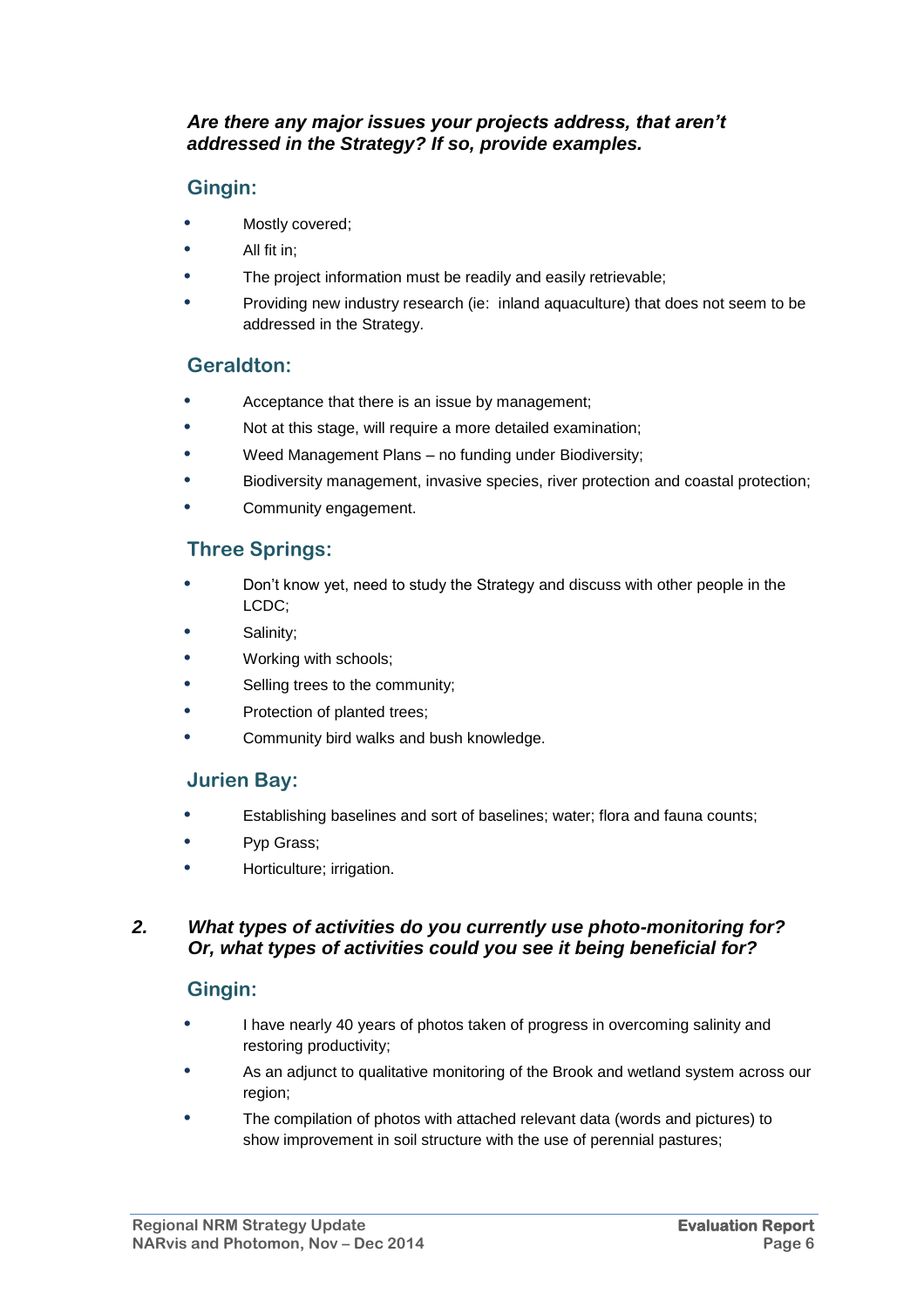***Are there any major issues your projects address, that aren't addressed in the Strategy? If so, provide examples.***

### Gingin:

- Mostly covered;
- All fit in;
- The project information must be readily and easily retrievable;
- Providing new industry research (ie: inland aquaculture) that does not seem to be addressed in the Strategy.

### Geraldton:

- Acceptance that there is an issue by management;
- Not at this stage, will require a more detailed examination;
- Weed Management Plans – no funding under Biodiversity;
- Biodiversity management, invasive species, river protection and coastal protection;
- Community engagement.

### Three Springs:

- Don't know yet, need to study the Strategy and discuss with other people in the LCDC;
- Salinity;
- Working with schools;
- Selling trees to the community;
- Protection of planted trees;
- Community bird walks and bush knowledge.

### Jurien Bay:

- Establishing baselines and sort of baselines; water; flora and fauna counts;
- Pyp Grass;
- Horticulture; irrigation.

***2. What types of activities do you currently use photo-monitoring for? Or, what types of activities could you see it being beneficial for?***

### Gingin:

- I have nearly 40 years of photos taken of progress in overcoming salinity and restoring productivity;
- As an adjunct to qualitative monitoring of the Brook and wetland system across our region;
- The compilation of photos with attached relevant data (words and pictures) to show improvement in soil structure with the use of perennial pastures;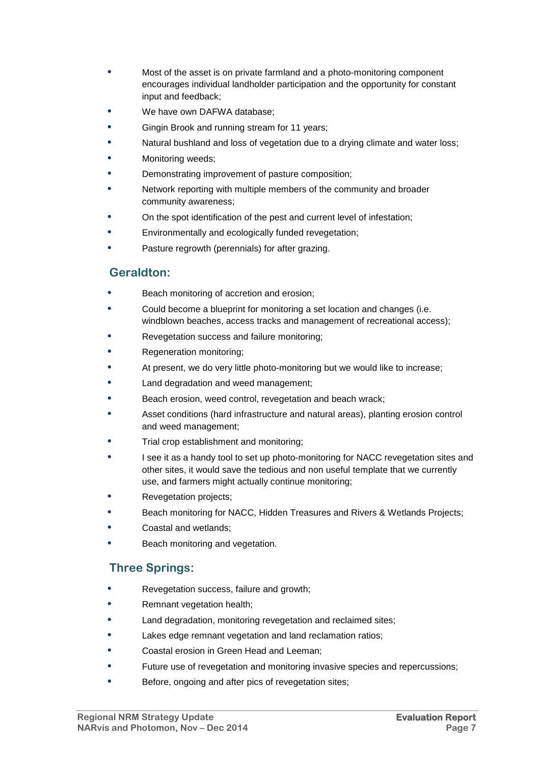- Most of the asset is on private farmland and a photo-monitoring component encourages individual landholder participation and the opportunity for constant input and feedback;
- We have own DAFWA database;
- Gingin Brook and running stream for 11 years;
- Natural bushland and loss of vegetation due to a drying climate and water loss;
- Monitoring weeds;
- Demonstrating improvement of pasture composition;
- Network reporting with multiple members of the community and broader community awareness;
- On the spot identification of the pest and current level of infestation;
- Environmentally and ecologically funded revegetation;
- Pasture regrowth (perennials) for after grazing.

## Geraldton:

- Beach monitoring of accretion and erosion;
- Could become a blueprint for monitoring a set location and changes (i.e. windblown beaches, access tracks and management of recreational access);
- Revegetation success and failure monitoring;
- Regeneration monitoring;
- At present, we do very little photo-monitoring but we would like to increase;
- Land degradation and weed management;
- Beach erosion, weed control, revegetation and beach wrack;
- Asset conditions (hard infrastructure and natural areas), planting erosion control and weed management;
- Trial crop establishment and monitoring;
- I see it as a handy tool to set up photo-monitoring for NACC revegetation sites and other sites, it would save the tedious and non useful template that we currently use, and farmers might actually continue monitoring;
- Revegetation projects;
- Beach monitoring for NACC, Hidden Treasures and Rivers & Wetlands Projects;
- Coastal and wetlands;
- Beach monitoring and vegetation.

## Three Springs:

- Revegetation success, failure and growth;
- Remnant vegetation health;
- Land degradation, monitoring revegetation and reclaimed sites;
- Lakes edge remnant vegetation and land reclamation ratios;
- Coastal erosion in Green Head and Leeman;
- Future use of revegetation and monitoring invasive species and repercussions;
- Before, ongoing and after pics of revegetation sites;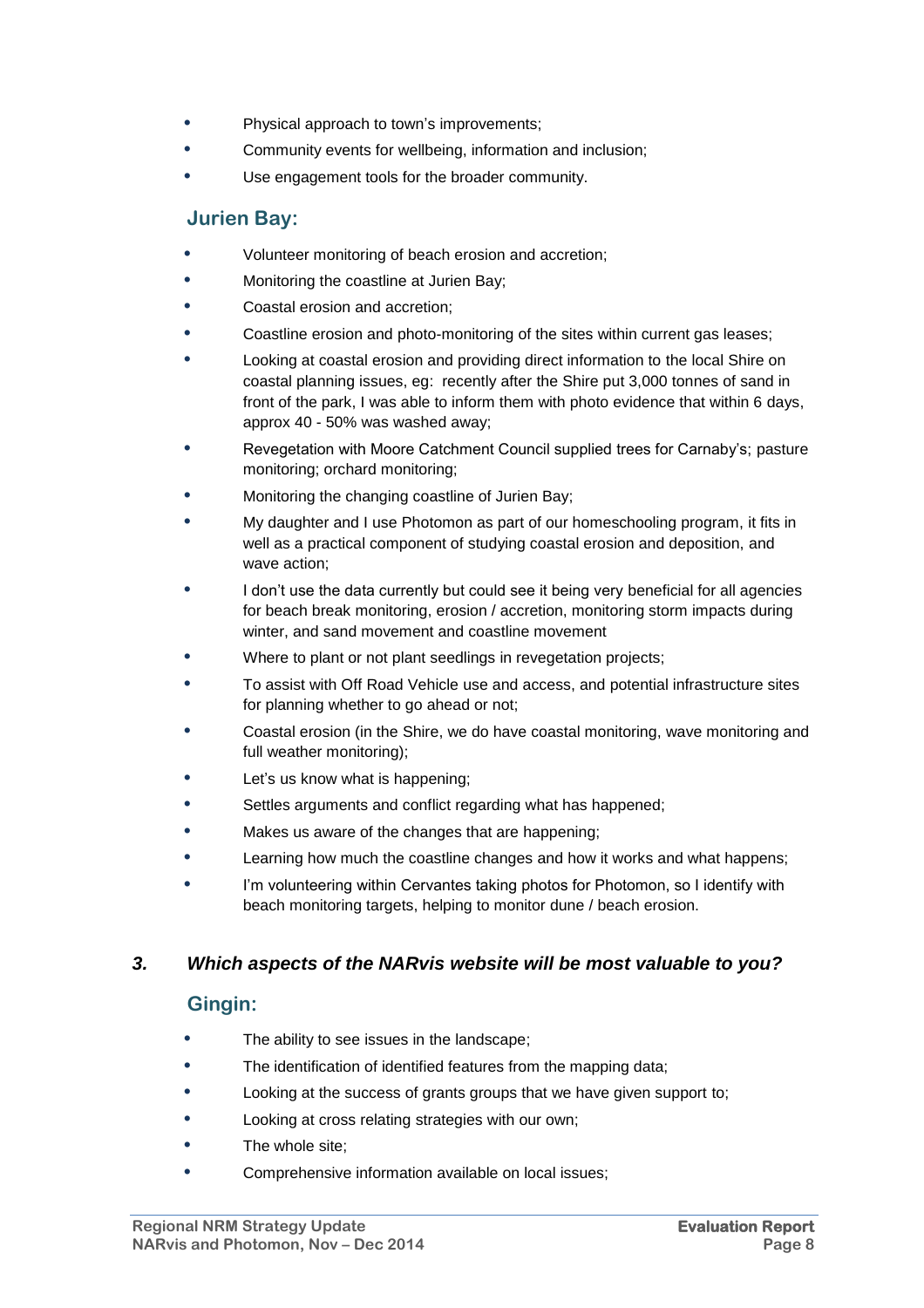- Physical approach to town's improvements;
- Community events for wellbeing, information and inclusion;
- Use engagement tools for the broader community.

## Jurien Bay:

- Volunteer monitoring of beach erosion and accretion;
- Monitoring the coastline at Jurien Bay;
- Coastal erosion and accretion;
- Coastline erosion and photo-monitoring of the sites within current gas leases;
- Looking at coastal erosion and providing direct information to the local Shire on coastal planning issues, eg: recently after the Shire put 3,000 tonnes of sand in front of the park, I was able to inform them with photo evidence that within 6 days, approx 40 - 50% was washed away;
- Revegetation with Moore Catchment Council supplied trees for Carnaby's; pasture monitoring; orchard monitoring;
- Monitoring the changing coastline of Jurien Bay;
- My daughter and I use Photomon as part of our homeschooling program, it fits in well as a practical component of studying coastal erosion and deposition, and wave action;
- I don't use the data currently but could see it being very beneficial for all agencies for beach break monitoring, erosion / accretion, monitoring storm impacts during winter, and sand movement and coastline movement
- Where to plant or not plant seedlings in revegetation projects;
- To assist with Off Road Vehicle use and access, and potential infrastructure sites for planning whether to go ahead or not;
- Coastal erosion (in the Shire, we do have coastal monitoring, wave monitoring and full weather monitoring);
- Let's us know what is happening;
- Settles arguments and conflict regarding what has happened;
- Makes us aware of the changes that are happening;
- Learning how much the coastline changes and how it works and what happens;
- I'm volunteering within Cervantes taking photos for Photomon, so I identify with beach monitoring targets, helping to monitor dune / beach erosion.

### *3. Which aspects of the NARvis website will be most valuable to you?*

## Gingin:

- The ability to see issues in the landscape;
- The identification of identified features from the mapping data;
- Looking at the success of grants groups that we have given support to;
- Looking at cross relating strategies with our own;
- The whole site;
- Comprehensive information available on local issues;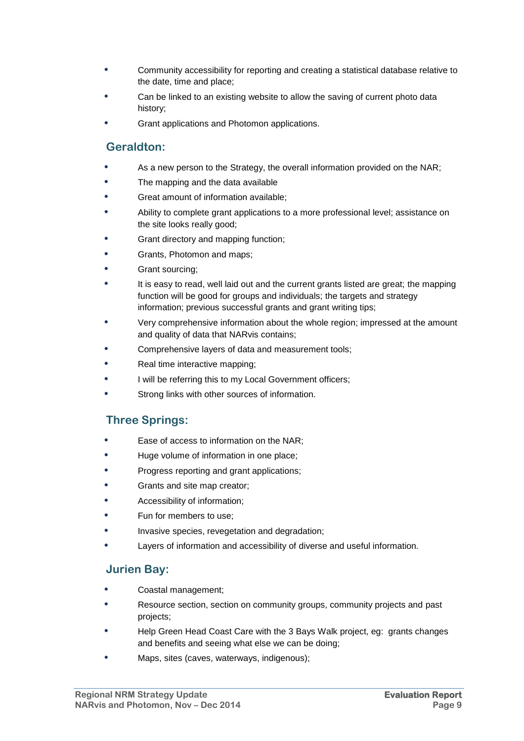- Community accessibility for reporting and creating a statistical database relative to the date, time and place;
- Can be linked to an existing website to allow the saving of current photo data history;
- Grant applications and Photomon applications.

## Geraldton:

- As a new person to the Strategy, the overall information provided on the NAR;
- The mapping and the data available
- Great amount of information available;
- Ability to complete grant applications to a more professional level; assistance on the site looks really good;
- Grant directory and mapping function;
- Grants, Photomon and maps;
- Grant sourcing;
- It is easy to read, well laid out and the current grants listed are great; the mapping function will be good for groups and individuals; the targets and strategy information; previous successful grants and grant writing tips;
- Very comprehensive information about the whole region; impressed at the amount and quality of data that NARvis contains;
- Comprehensive layers of data and measurement tools;
- Real time interactive mapping;
- I will be referring this to my Local Government officers;
- Strong links with other sources of information.

## Three Springs:

- Ease of access to information on the NAR;
- Huge volume of information in one place;
- Progress reporting and grant applications;
- Grants and site map creator;
- Accessibility of information;
- Fun for members to use;
- Invasive species, revegetation and degradation;
- Layers of information and accessibility of diverse and useful information.

## Jurien Bay:

- Coastal management;
- Resource section, section on community groups, community projects and past projects;
- Help Green Head Coast Care with the 3 Bays Walk project, eg: grants changes and benefits and seeing what else we can be doing;
- Maps, sites (caves, waterways, indigenous);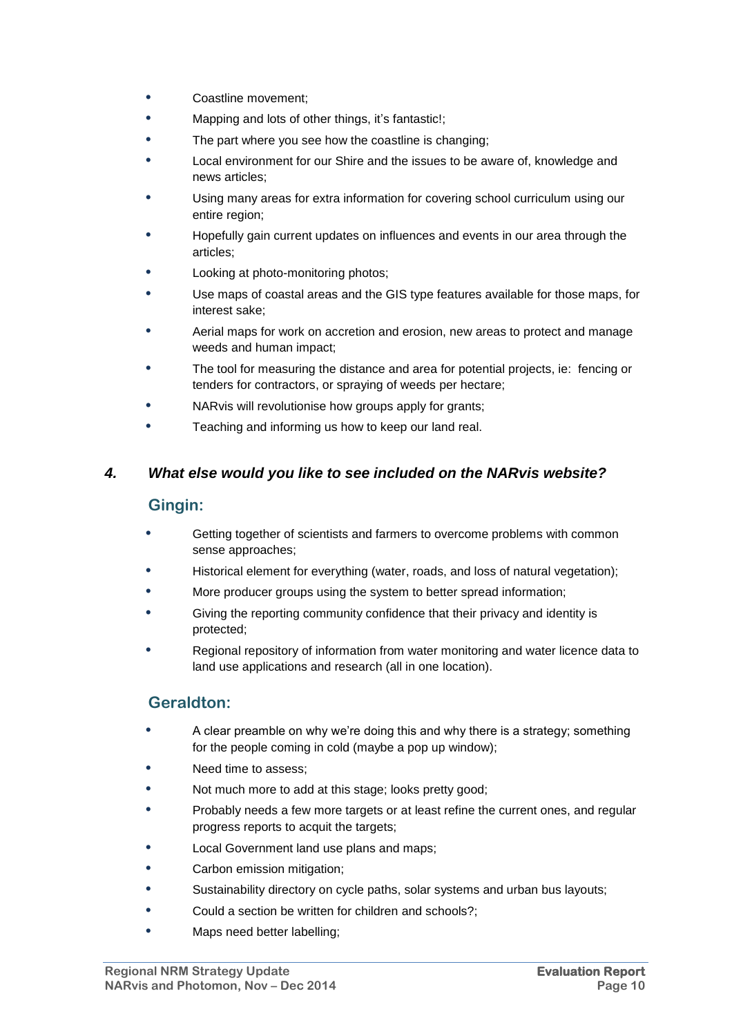- Coastline movement;
- Mapping and lots of other things, it's fantastic!;
- The part where you see how the coastline is changing;
- Local environment for our Shire and the issues to be aware of, knowledge and news articles;
- Using many areas for extra information for covering school curriculum using our entire region;
- Hopefully gain current updates on influences and events in our area through the articles;
- Looking at photo-monitoring photos;
- Use maps of coastal areas and the GIS type features available for those maps, for interest sake;
- Aerial maps for work on accretion and erosion, new areas to protect and manage weeds and human impact;
- The tool for measuring the distance and area for potential projects, ie: fencing or tenders for contractors, or spraying of weeds per hectare;
- NARvis will revolutionise how groups apply for grants;
- Teaching and informing us how to keep our land real.

### *4. What else would you like to see included on the NARvis website?*

#### Gingin:

- Getting together of scientists and farmers to overcome problems with common sense approaches;
- Historical element for everything (water, roads, and loss of natural vegetation);
- More producer groups using the system to better spread information;
- Giving the reporting community confidence that their privacy and identity is protected;
- Regional repository of information from water monitoring and water licence data to land use applications and research (all in one location).

#### Geraldton:

- A clear preamble on why we're doing this and why there is a strategy; something for the people coming in cold (maybe a pop up window);
- Need time to assess;
- Not much more to add at this stage; looks pretty good;
- Probably needs a few more targets or at least refine the current ones, and regular progress reports to acquit the targets;
- Local Government land use plans and maps;
- Carbon emission mitigation;
- Sustainability directory on cycle paths, solar systems and urban bus layouts;
- Could a section be written for children and schools?;
- Maps need better labelling;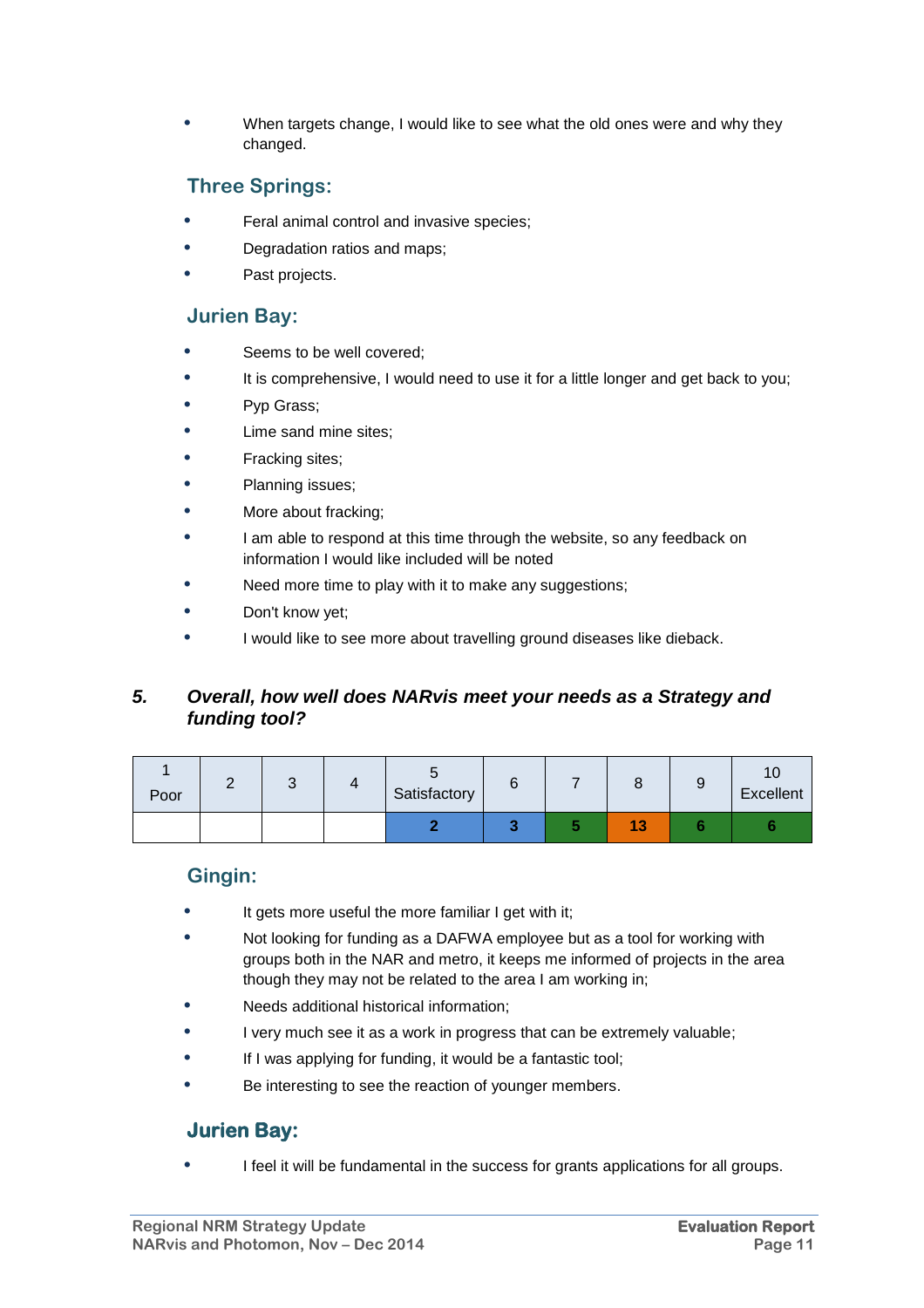- When targets change, I would like to see what the old ones were and why they changed.

## Three Springs:

- Feral animal control and invasive species;
- Degradation ratios and maps;
- Past projects.

## Jurien Bay:

- Seems to be well covered;
- It is comprehensive, I would need to use it for a little longer and get back to you;
- Pyp Grass;
- Lime sand mine sites;
- Fracking sites;
- Planning issues;
- More about fracking;
- I am able to respond at this time through the website, so any feedback on information I would like included will be noted
- Need more time to play with it to make any suggestions;
- Don't know yet;
- I would like to see more about travelling ground diseases like dieback.

### 5. *Overall, how well does NARvis meet your needs as a Strategy and funding tool?*

| 1 Poor | 2 | 3 | 4 | 5 Satisfactory | 6 | 7 | 8 | 9 | 10 Excellent |
|---|---|---|---|---|---|---|---|---|---|
| | | | | **2** | **3** | **5** | **13** | **6** | **6** |

## Gingin:

- It gets more useful the more familiar I get with it;
- Not looking for funding as a DAFWA employee but as a tool for working with groups both in the NAR and metro, it keeps me informed of projects in the area though they may not be related to the area I am working in;
- Needs additional historical information;
- I very much see it as a work in progress that can be extremely valuable;
- If I was applying for funding, it would be a fantastic tool;
- Be interesting to see the reaction of younger members.

## Jurien Bay:

- I feel it will be fundamental in the success for grants applications for all groups.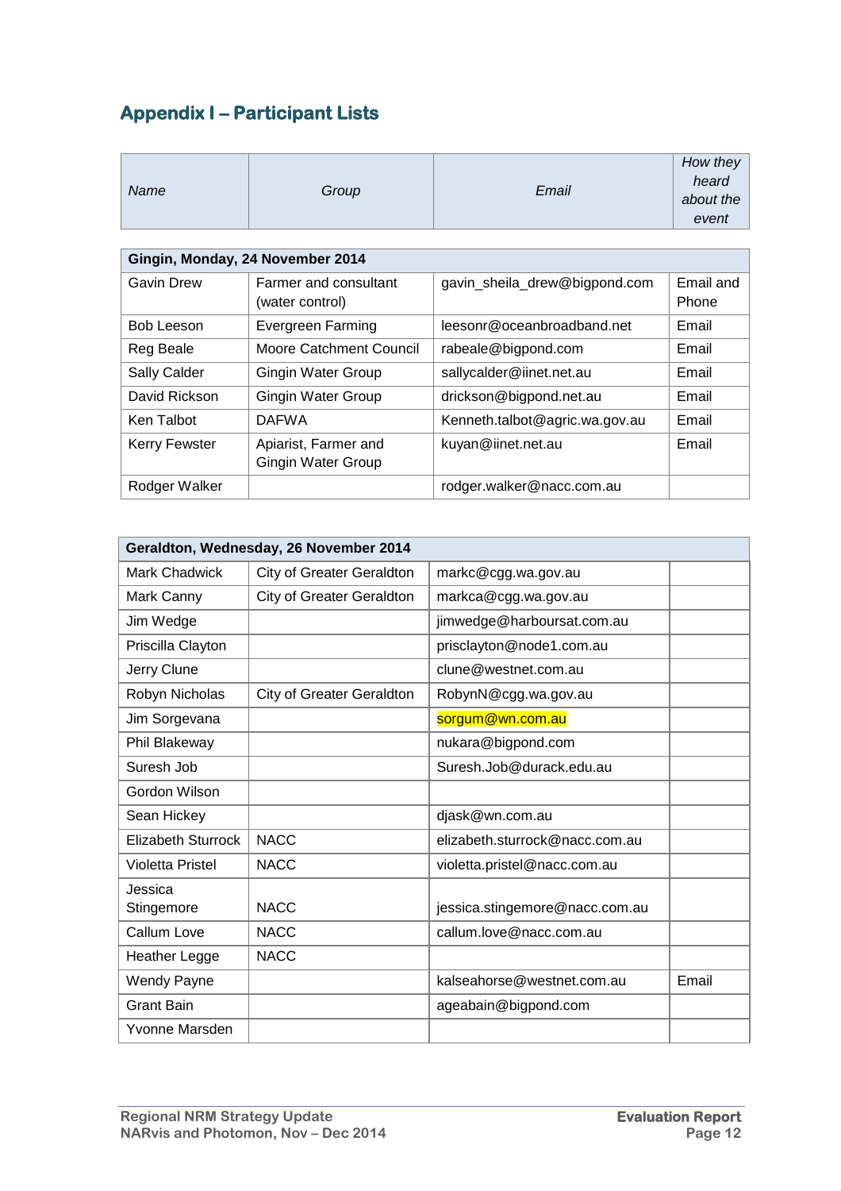## Appendix I – Participant Lists

| *Name* | *Group* | *Email* | *How they heard about the event* |
|---|---|---|---|
| **Gingin, Monday, 24 November 2014** | | | |
| Gavin Drew | Farmer and consultant (water control) | gavin_sheila_drew@bigpond.com | Email and Phone |
| Bob Leeson | Evergreen Farming | leesonr@oceanbroadband.net | Email |
| Reg Beale | Moore Catchment Council | rabeale@bigpond.com | Email |
| Sally Calder | Gingin Water Group | sallycalder@iinet.net.au | Email |
| David Rickson | Gingin Water Group | drickson@bigpond.net.au | Email |
| Ken Talbot | DAFWA | Kenneth.talbot@agric.wa.gov.au | Email |
| Kerry Fewster | Apiarist, Farmer and Gingin Water Group | kuyan@iinet.net.au | Email |
| Rodger Walker | | rodger.walker@nacc.com.au | |

| **Geraldton, Wednesday, 26 November 2014** | | | |
|---|---|---|---|
| Mark Chadwick | City of Greater Geraldton | markc@cgg.wa.gov.au | |
| Mark Canny | City of Greater Geraldton | markca@cgg.wa.gov.au | |
| Jim Wedge | | jimwedge@harboursat.com.au | |
| Priscilla Clayton | | prisclayton@node1.com.au | |
| Jerry Clune | | clune@westnet.com.au | |
| Robyn Nicholas | City of Greater Geraldton | RobynN@cgg.wa.gov.au | |
| Jim Sorgevana | | sorgum@wn.com.au | |
| Phil Blakeway | | nukara@bigpond.com | |
| Suresh Job | | Suresh.Job@durack.edu.au | |
| Gordon Wilson | | | |
| Sean Hickey | | djask@wn.com.au | |
| Elizabeth Sturrock | NACC | elizabeth.sturrock@nacc.com.au | |
| Violetta Pristel | NACC | violetta.pristel@nacc.com.au | |
| Jessica Stingemore | NACC | jessica.stingemore@nacc.com.au | |
| Callum Love | NACC | callum.love@nacc.com.au | |
| Heather Legge | NACC | | |
| Wendy Payne | | kalseahorse@westnet.com.au | Email |
| Grant Bain | | ageabain@bigpond.com | |
| Yvonne Marsden | | | |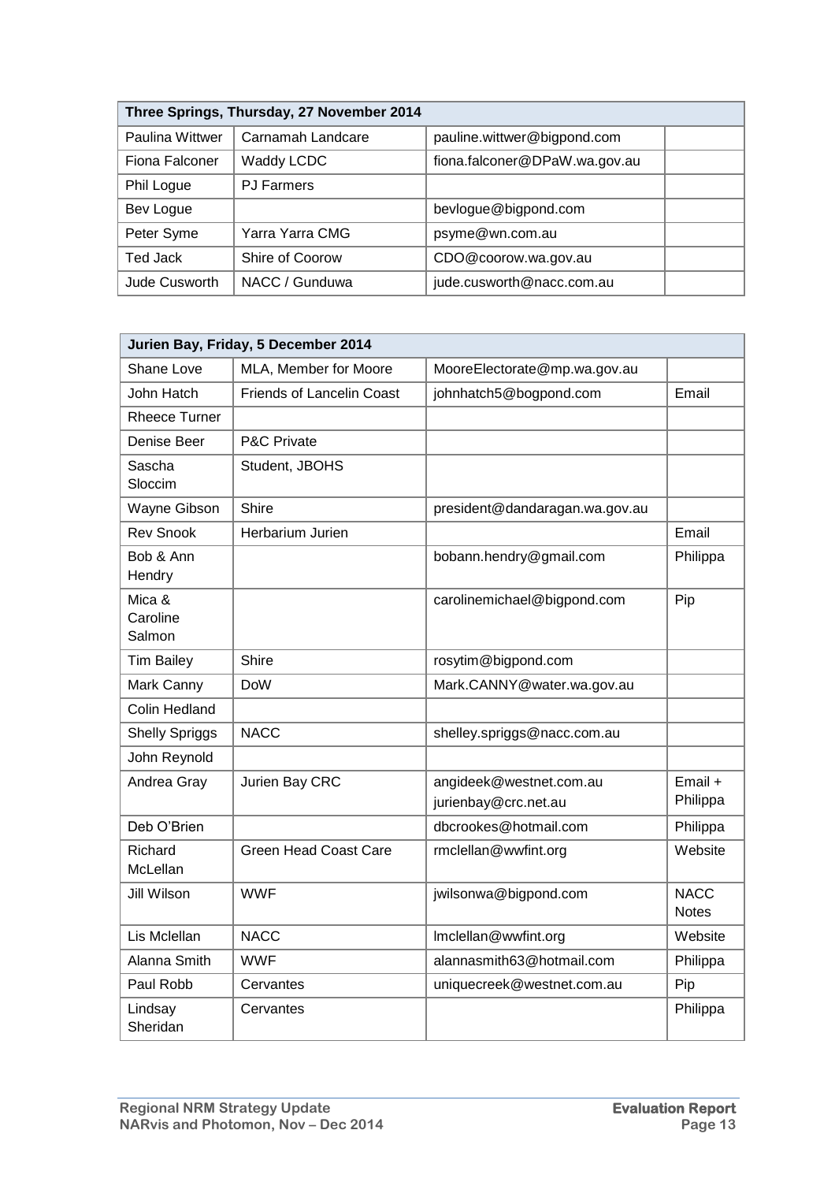| Three Springs, Thursday, 27 November 2014 | | | |
|---|---|---|---|
| Paulina Wittwer | Carnamah Landcare | pauline.wittwer@bigpond.com | |
| Fiona Falconer | Waddy LCDC | fiona.falconer@DPaW.wa.gov.au | |
| Phil Logue | PJ Farmers | | |
| Bev Logue | | bevlogue@bigpond.com | |
| Peter Syme | Yarra Yarra CMG | psyme@wn.com.au | |
| Ted Jack | Shire of Coorow | CDO@coorow.wa.gov.au | |
| Jude Cusworth | NACC / Gunduwa | jude.cusworth@nacc.com.au | |

| Jurien Bay, Friday, 5 December 2014 | | | |
|---|---|---|---|
| Shane Love | MLA, Member for Moore | MooreElectorate@mp.wa.gov.au | |
| John Hatch | Friends of Lancelin Coast | johnhatch5@bogpond.com | Email |
| Rheece Turner | | | |
| Denise Beer | P&C Private | | |
| Sascha Sloccim | Student, JBOHS | | |
| Wayne Gibson | Shire | president@dandaragan.wa.gov.au | |
| Rev Snook | Herbarium Jurien | | Email |
| Bob & Ann Hendry | | bobann.hendry@gmail.com | Philippa |
| Mica & Caroline Salmon | | carolinemichael@bigpond.com | Pip |
| Tim Bailey | Shire | rosytim@bigpond.com | |
| Mark Canny | DoW | Mark.CANNY@water.wa.gov.au | |
| Colin Hedland | | | |
| Shelly Spriggs | NACC | shelley.spriggs@nacc.com.au | |
| John Reynold | | | |
| Andrea Gray | Jurien Bay CRC | angideek@westnet.com.au jurienbay@crc.net.au | Email + Philippa |
| Deb O'Brien | | dbcrookes@hotmail.com | Philippa |
| Richard McLellan | Green Head Coast Care | rmclellan@wwfint.org | Website |
| Jill Wilson | WWF | jwilsonwa@bigpond.com | NACC Notes |
| Lis Mclellan | NACC | lmclellan@wwfint.org | Website |
| Alanna Smith | WWF | alannasmith63@hotmail.com | Philippa |
| Paul Robb | Cervantes | uniquecreek@westnet.com.au | Pip |
| Lindsay Sheridan | Cervantes | | Philippa |